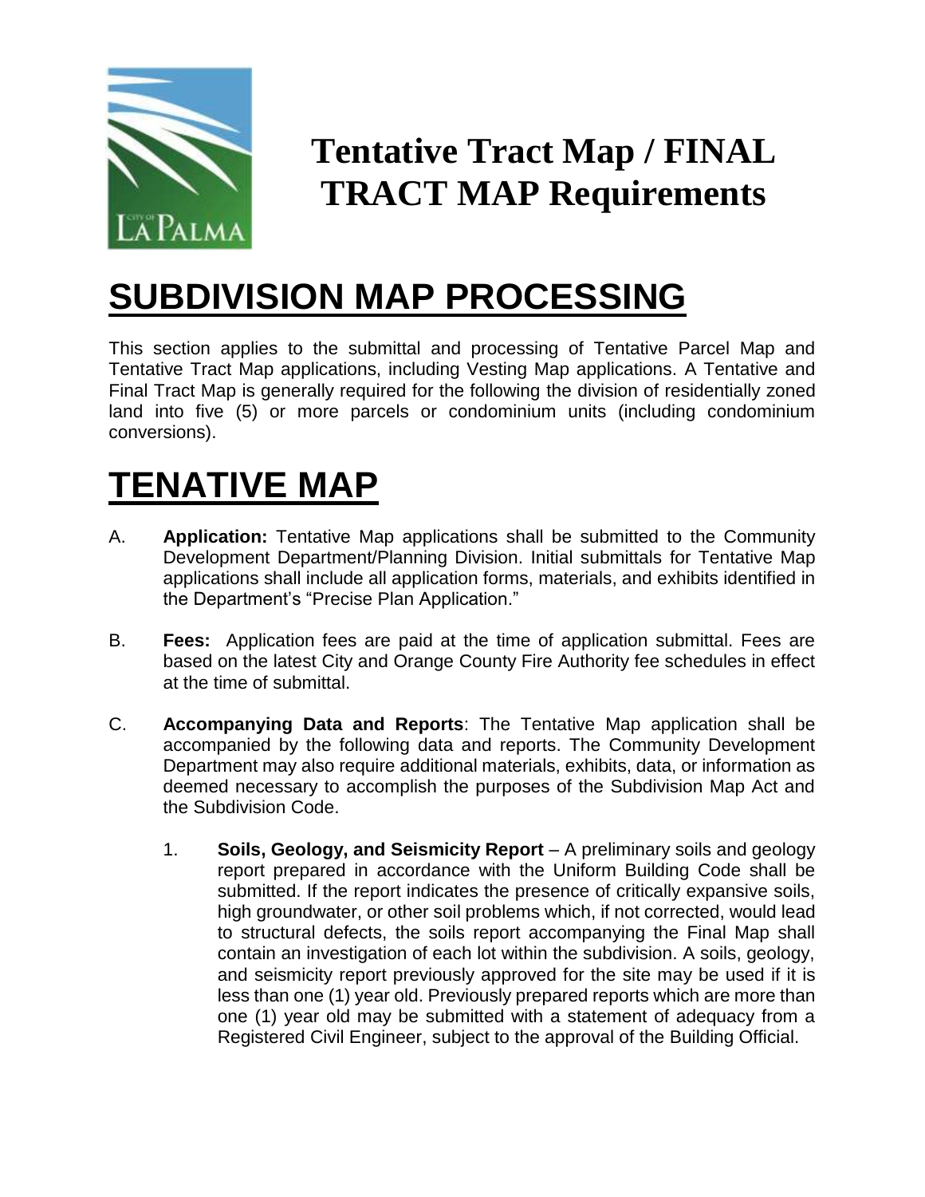# Tentative Tract Map / FINAL TRACT MAP Requirements

# SUBDIVISION MAP PROCESSING

This section applies to the submittal and processing of Tentative Parcel Map and Tentative Tract Map applications, including Vesting Map applications. A Tentative and Final Tract Map is generally required for the following the division of residentially zoned land into five (5) or more parcels or condominium units (including condominium conversions).

# TENATIVE MAP

A. **Application:** Tentative Map applications shall be submitted to the Community Development Department/Planning Division. Initial submittals for Tentative Map applications shall include all application forms, materials, and exhibits identified in the Department's "Precise Plan Application."

B. **Fees:** Application fees are paid at the time of application submittal. Fees are based on the latest City and Orange County Fire Authority fee schedules in effect at the time of submittal.

C. **Accompanying Data and Reports**: The Tentative Map application shall be accompanied by the following data and reports. The Community Development Department may also require additional materials, exhibits, data, or information as deemed necessary to accomplish the purposes of the Subdivision Map Act and the Subdivision Code.

   1. **Soils, Geology, and Seismicity Report** – A preliminary soils and geology report prepared in accordance with the Uniform Building Code shall be submitted. If the report indicates the presence of critically expansive soils, high groundwater, or other soil problems which, if not corrected, would lead to structural defects, the soils report accompanying the Final Map shall contain an investigation of each lot within the subdivision. A soils, geology, and seismicity report previously approved for the site may be used if it is less than one (1) year old. Previously prepared reports which are more than one (1) year old may be submitted with a statement of adequacy from a Registered Civil Engineer, subject to the approval of the Building Official.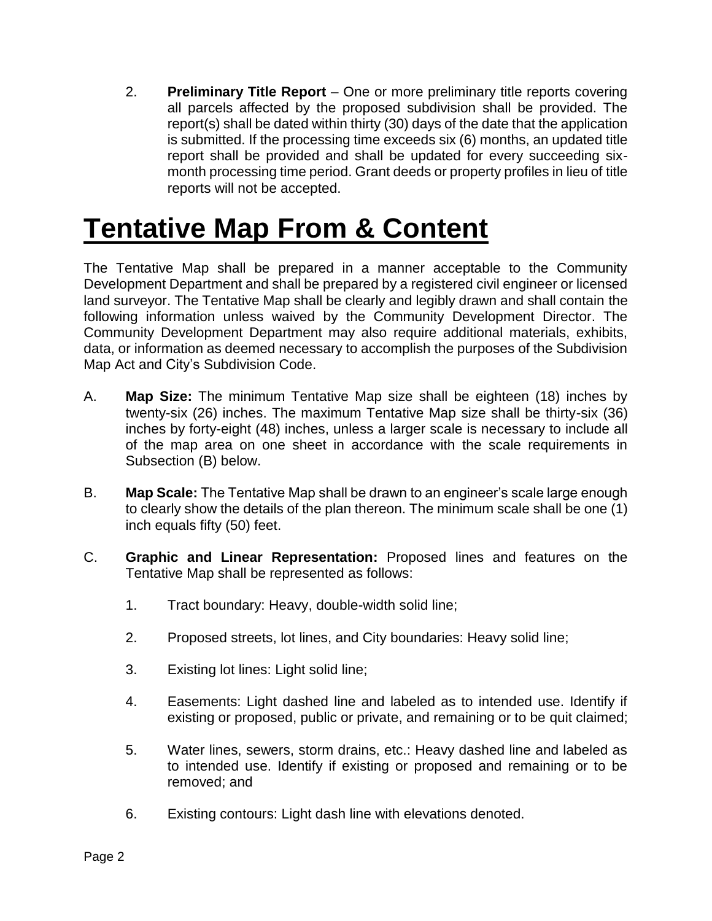2. **Preliminary Title Report** – One or more preliminary title reports covering all parcels affected by the proposed subdivision shall be provided. The report(s) shall be dated within thirty (30) days of the date that the application is submitted. If the processing time exceeds six (6) months, an updated title report shall be provided and shall be updated for every succeeding six-month processing time period. Grant deeds or property profiles in lieu of title reports will not be accepted.

# Tentative Map From & Content

The Tentative Map shall be prepared in a manner acceptable to the Community Development Department and shall be prepared by a registered civil engineer or licensed land surveyor. The Tentative Map shall be clearly and legibly drawn and shall contain the following information unless waived by the Community Development Director. The Community Development Department may also require additional materials, exhibits, data, or information as deemed necessary to accomplish the purposes of the Subdivision Map Act and City's Subdivision Code.

A. **Map Size:** The minimum Tentative Map size shall be eighteen (18) inches by twenty-six (26) inches. The maximum Tentative Map size shall be thirty-six (36) inches by forty-eight (48) inches, unless a larger scale is necessary to include all of the map area on one sheet in accordance with the scale requirements in Subsection (B) below.

B. **Map Scale:** The Tentative Map shall be drawn to an engineer's scale large enough to clearly show the details of the plan thereon. The minimum scale shall be one (1) inch equals fifty (50) feet.

C. **Graphic and Linear Representation:** Proposed lines and features on the Tentative Map shall be represented as follows:

   1. Tract boundary: Heavy, double-width solid line;

   2. Proposed streets, lot lines, and City boundaries: Heavy solid line;

   3. Existing lot lines: Light solid line;

   4. Easements: Light dashed line and labeled as to intended use. Identify if existing or proposed, public or private, and remaining or to be quit claimed;

   5. Water lines, sewers, storm drains, etc.: Heavy dashed line and labeled as to intended use. Identify if existing or proposed and remaining or to be removed; and

   6. Existing contours: Light dash line with elevations denoted.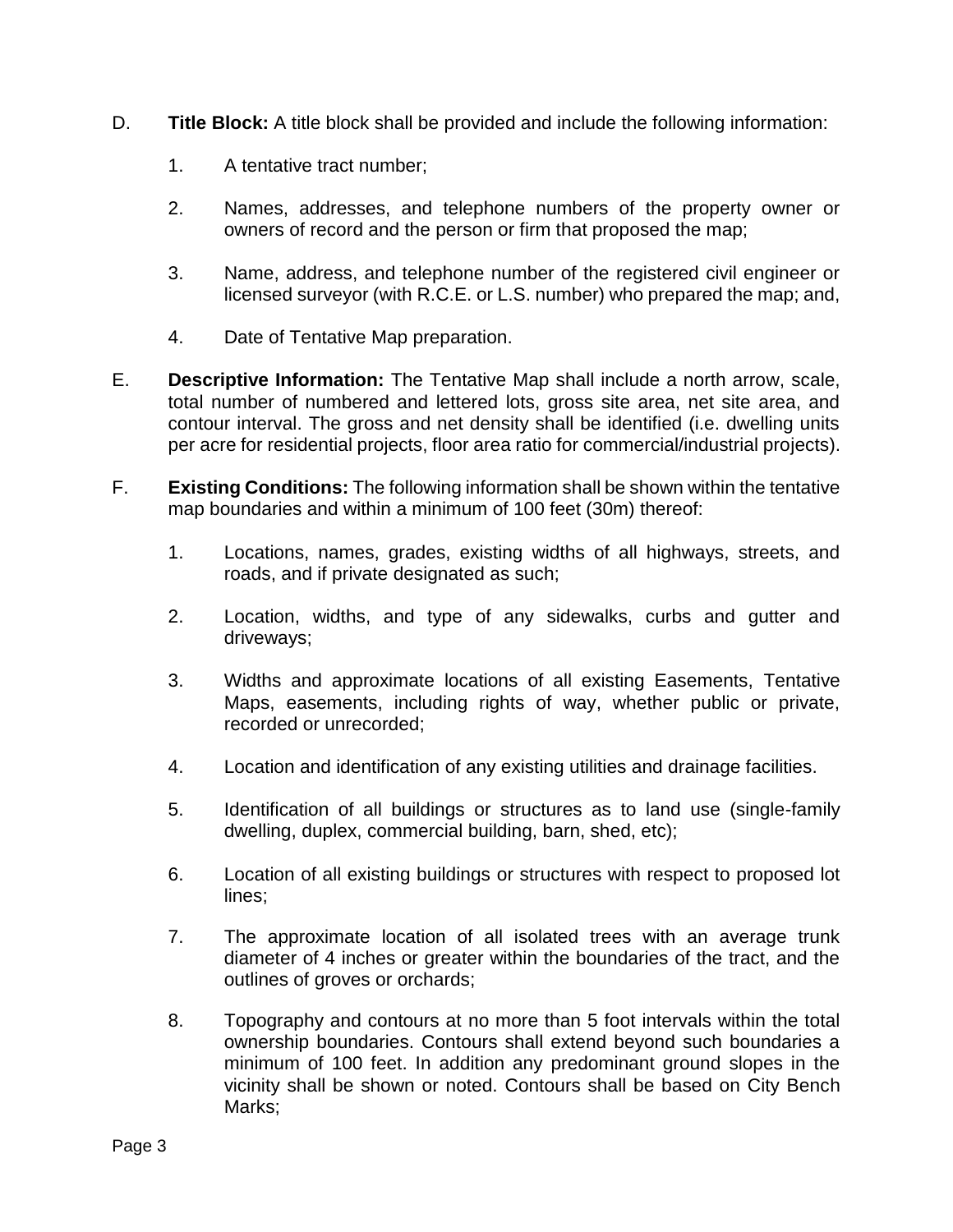D. **Title Block:** A title block shall be provided and include the following information:

1. A tentative tract number;

2. Names, addresses, and telephone numbers of the property owner or owners of record and the person or firm that proposed the map;

3. Name, address, and telephone number of the registered civil engineer or licensed surveyor (with R.C.E. or L.S. number) who prepared the map; and,

4. Date of Tentative Map preparation.

E. **Descriptive Information:** The Tentative Map shall include a north arrow, scale, total number of numbered and lettered lots, gross site area, net site area, and contour interval. The gross and net density shall be identified (i.e. dwelling units per acre for residential projects, floor area ratio for commercial/industrial projects).

F. **Existing Conditions:** The following information shall be shown within the tentative map boundaries and within a minimum of 100 feet (30m) thereof:

1. Locations, names, grades, existing widths of all highways, streets, and roads, and if private designated as such;

2. Location, widths, and type of any sidewalks, curbs and gutter and driveways;

3. Widths and approximate locations of all existing Easements, Tentative Maps, easements, including rights of way, whether public or private, recorded or unrecorded;

4. Location and identification of any existing utilities and drainage facilities.

5. Identification of all buildings or structures as to land use (single-family dwelling, duplex, commercial building, barn, shed, etc);

6. Location of all existing buildings or structures with respect to proposed lot lines;

7. The approximate location of all isolated trees with an average trunk diameter of 4 inches or greater within the boundaries of the tract, and the outlines of groves or orchards;

8. Topography and contours at no more than 5 foot intervals within the total ownership boundaries. Contours shall extend beyond such boundaries a minimum of 100 feet. In addition any predominant ground slopes in the vicinity shall be shown or noted. Contours shall be based on City Bench Marks;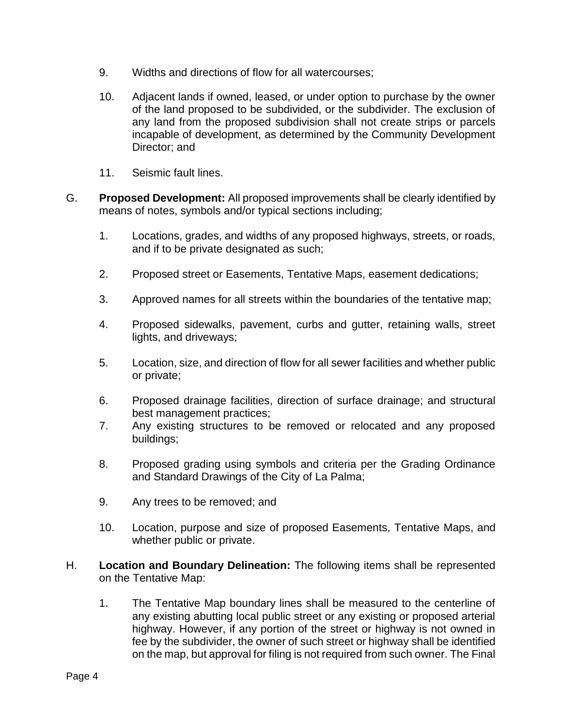9. Widths and directions of flow for all watercourses;

10. Adjacent lands if owned, leased, or under option to purchase by the owner of the land proposed to be subdivided, or the subdivider. The exclusion of any land from the proposed subdivision shall not create strips or parcels incapable of development, as determined by the Community Development Director; and

11. Seismic fault lines.

G. **Proposed Development:** All proposed improvements shall be clearly identified by means of notes, symbols and/or typical sections including;

1. Locations, grades, and widths of any proposed highways, streets, or roads, and if to be private designated as such;

2. Proposed street or Easements, Tentative Maps, easement dedications;

3. Approved names for all streets within the boundaries of the tentative map;

4. Proposed sidewalks, pavement, curbs and gutter, retaining walls, street lights, and driveways;

5. Location, size, and direction of flow for all sewer facilities and whether public or private;

6. Proposed drainage facilities, direction of surface drainage; and structural best management practices;

7. Any existing structures to be removed or relocated and any proposed buildings;

8. Proposed grading using symbols and criteria per the Grading Ordinance and Standard Drawings of the City of La Palma;

9. Any trees to be removed; and

10. Location, purpose and size of proposed Easements, Tentative Maps, and whether public or private.

H. **Location and Boundary Delineation:** The following items shall be represented on the Tentative Map:

1. The Tentative Map boundary lines shall be measured to the centerline of any existing abutting local public street or any existing or proposed arterial highway. However, if any portion of the street or highway is not owned in fee by the subdivider, the owner of such street or highway shall be identified on the map, but approval for filing is not required from such owner. The Final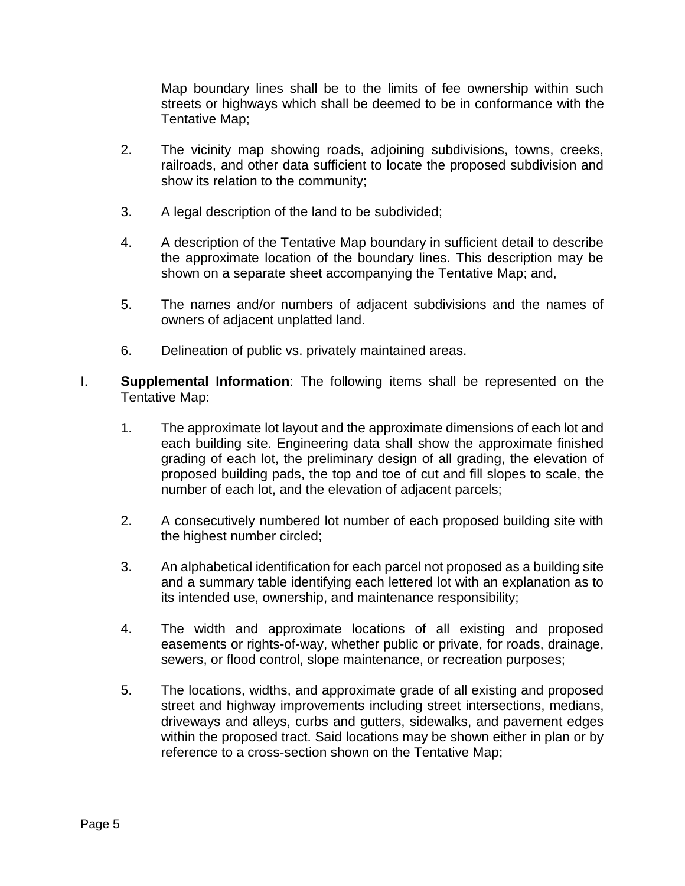Map boundary lines shall be to the limits of fee ownership within such streets or highways which shall be deemed to be in conformance with the Tentative Map;

2. The vicinity map showing roads, adjoining subdivisions, towns, creeks, railroads, and other data sufficient to locate the proposed subdivision and show its relation to the community;

3. A legal description of the land to be subdivided;

4. A description of the Tentative Map boundary in sufficient detail to describe the approximate location of the boundary lines. This description may be shown on a separate sheet accompanying the Tentative Map; and,

5. The names and/or numbers of adjacent subdivisions and the names of owners of adjacent unplatted land.

6. Delineation of public vs. privately maintained areas.

I. **Supplemental Information**: The following items shall be represented on the Tentative Map:

1. The approximate lot layout and the approximate dimensions of each lot and each building site. Engineering data shall show the approximate finished grading of each lot, the preliminary design of all grading, the elevation of proposed building pads, the top and toe of cut and fill slopes to scale, the number of each lot, and the elevation of adjacent parcels;

2. A consecutively numbered lot number of each proposed building site with the highest number circled;

3. An alphabetical identification for each parcel not proposed as a building site and a summary table identifying each lettered lot with an explanation as to its intended use, ownership, and maintenance responsibility;

4. The width and approximate locations of all existing and proposed easements or rights-of-way, whether public or private, for roads, drainage, sewers, or flood control, slope maintenance, or recreation purposes;

5. The locations, widths, and approximate grade of all existing and proposed street and highway improvements including street intersections, medians, driveways and alleys, curbs and gutters, sidewalks, and pavement edges within the proposed tract. Said locations may be shown either in plan or by reference to a cross-section shown on the Tentative Map;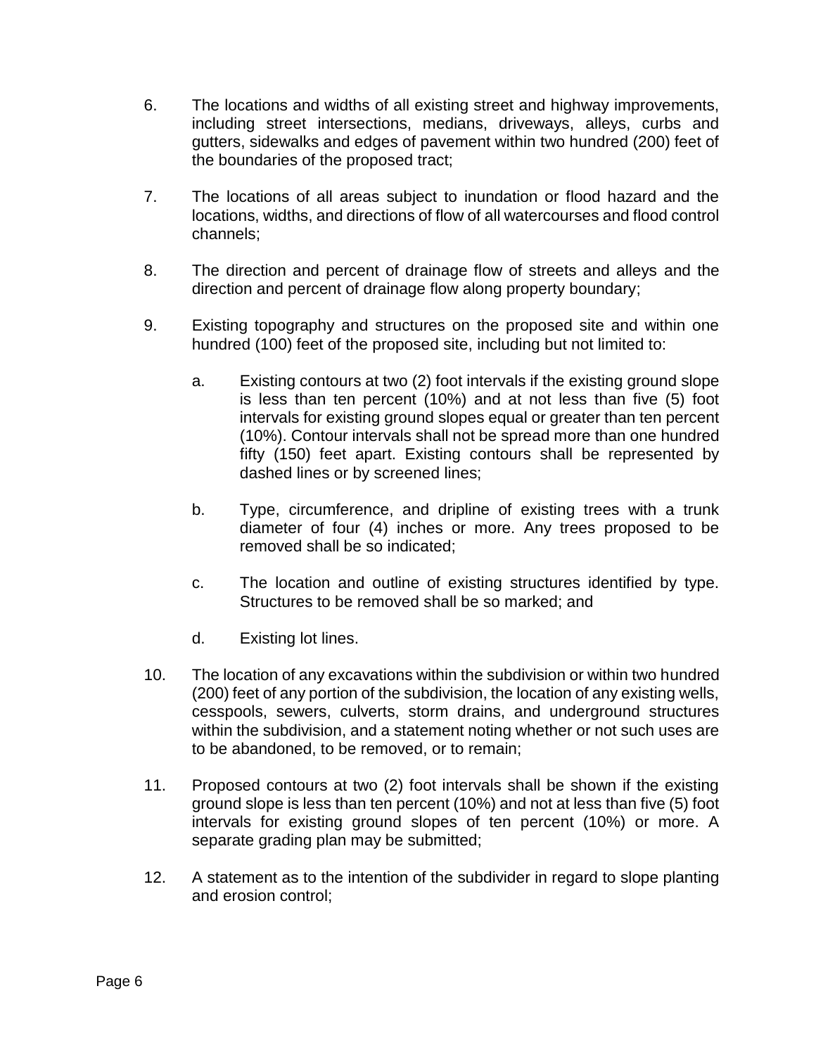6. The locations and widths of all existing street and highway improvements, including street intersections, medians, driveways, alleys, curbs and gutters, sidewalks and edges of pavement within two hundred (200) feet of the boundaries of the proposed tract;

7. The locations of all areas subject to inundation or flood hazard and the locations, widths, and directions of flow of all watercourses and flood control channels;

8. The direction and percent of drainage flow of streets and alleys and the direction and percent of drainage flow along property boundary;

9. Existing topography and structures on the proposed site and within one hundred (100) feet of the proposed site, including but not limited to:

   a. Existing contours at two (2) foot intervals if the existing ground slope is less than ten percent (10%) and at not less than five (5) foot intervals for existing ground slopes equal or greater than ten percent (10%). Contour intervals shall not be spread more than one hundred fifty (150) feet apart. Existing contours shall be represented by dashed lines or by screened lines;

   b. Type, circumference, and dripline of existing trees with a trunk diameter of four (4) inches or more. Any trees proposed to be removed shall be so indicated;

   c. The location and outline of existing structures identified by type. Structures to be removed shall be so marked; and

   d. Existing lot lines.

10. The location of any excavations within the subdivision or within two hundred (200) feet of any portion of the subdivision, the location of any existing wells, cesspools, sewers, culverts, storm drains, and underground structures within the subdivision, and a statement noting whether or not such uses are to be abandoned, to be removed, or to remain;

11. Proposed contours at two (2) foot intervals shall be shown if the existing ground slope is less than ten percent (10%) and not at less than five (5) foot intervals for existing ground slopes of ten percent (10%) or more. A separate grading plan may be submitted;

12. A statement as to the intention of the subdivider in regard to slope planting and erosion control;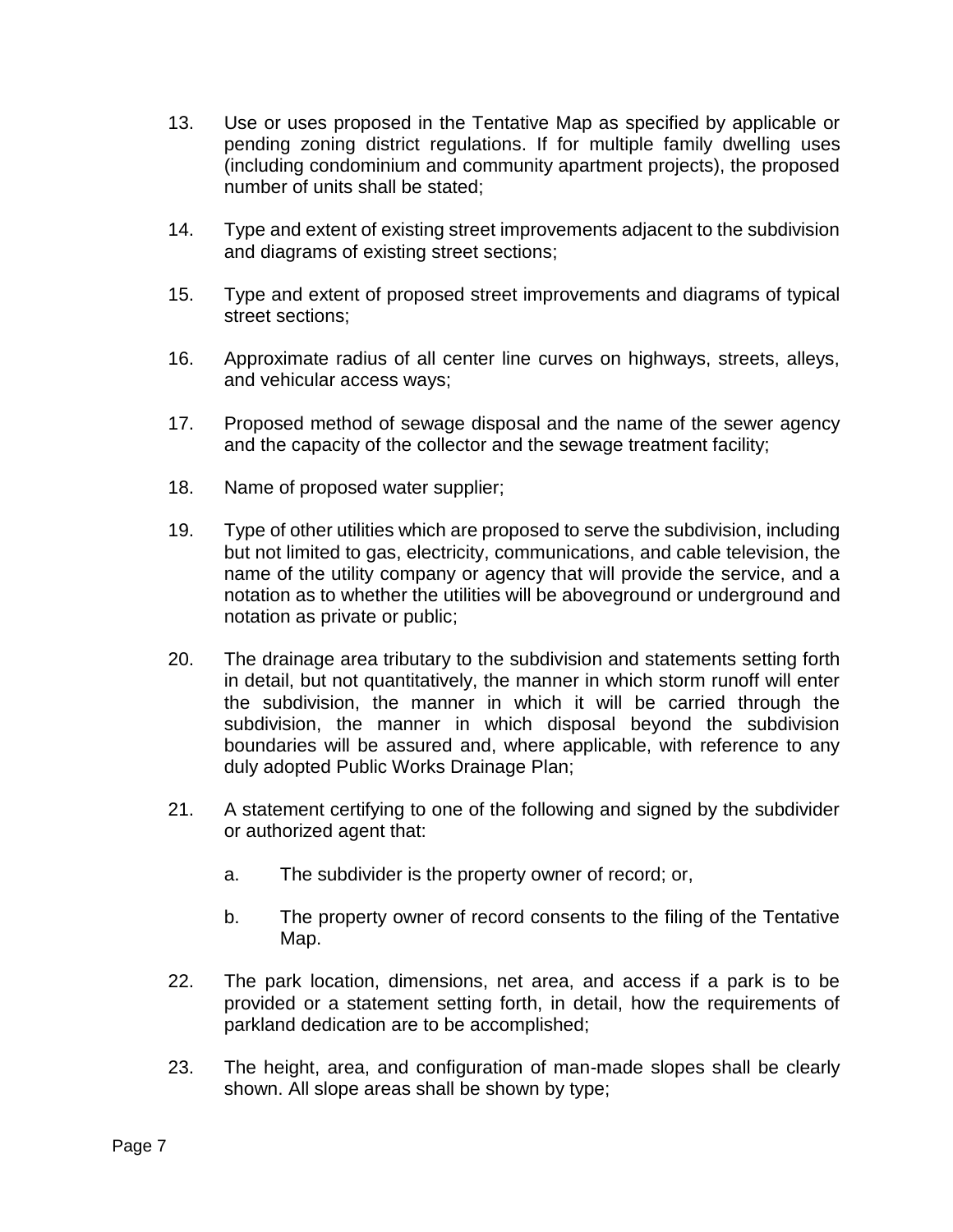13. Use or uses proposed in the Tentative Map as specified by applicable or pending zoning district regulations. If for multiple family dwelling uses (including condominium and community apartment projects), the proposed number of units shall be stated;

14. Type and extent of existing street improvements adjacent to the subdivision and diagrams of existing street sections;

15. Type and extent of proposed street improvements and diagrams of typical street sections;

16. Approximate radius of all center line curves on highways, streets, alleys, and vehicular access ways;

17. Proposed method of sewage disposal and the name of the sewer agency and the capacity of the collector and the sewage treatment facility;

18. Name of proposed water supplier;

19. Type of other utilities which are proposed to serve the subdivision, including but not limited to gas, electricity, communications, and cable television, the name of the utility company or agency that will provide the service, and a notation as to whether the utilities will be aboveground or underground and notation as private or public;

20. The drainage area tributary to the subdivision and statements setting forth in detail, but not quantitatively, the manner in which storm runoff will enter the subdivision, the manner in which it will be carried through the subdivision, the manner in which disposal beyond the subdivision boundaries will be assured and, where applicable, with reference to any duly adopted Public Works Drainage Plan;

21. A statement certifying to one of the following and signed by the subdivider or authorized agent that:

    a. The subdivider is the property owner of record; or,

    b. The property owner of record consents to the filing of the Tentative Map.

22. The park location, dimensions, net area, and access if a park is to be provided or a statement setting forth, in detail, how the requirements of parkland dedication are to be accomplished;

23. The height, area, and configuration of man-made slopes shall be clearly shown. All slope areas shall be shown by type;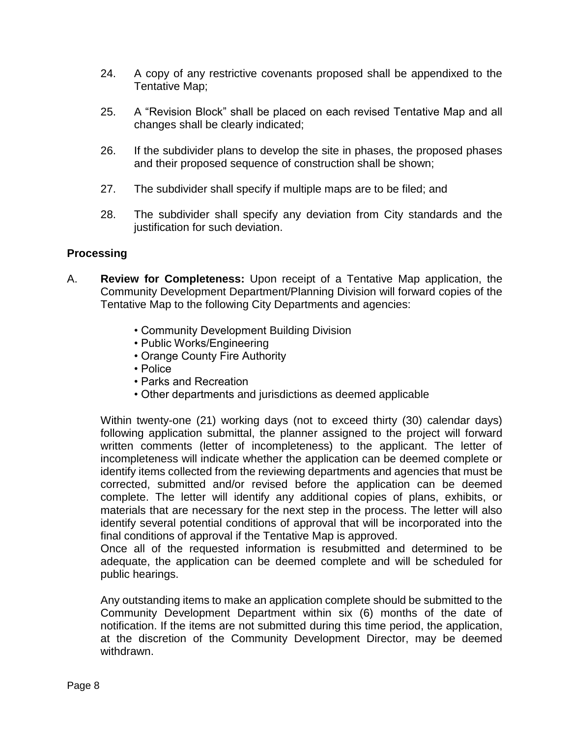24. A copy of any restrictive covenants proposed shall be appendixed to the Tentative Map;

25. A "Revision Block" shall be placed on each revised Tentative Map and all changes shall be clearly indicated;

26. If the subdivider plans to develop the site in phases, the proposed phases and their proposed sequence of construction shall be shown;

27. The subdivider shall specify if multiple maps are to be filed; and

28. The subdivider shall specify any deviation from City standards and the justification for such deviation.

### Processing

A. **Review for Completeness:** Upon receipt of a Tentative Map application, the Community Development Department/Planning Division will forward copies of the Tentative Map to the following City Departments and agencies:

- Community Development Building Division
- Public Works/Engineering
- Orange County Fire Authority
- Police
- Parks and Recreation
- Other departments and jurisdictions as deemed applicable

Within twenty-one (21) working days (not to exceed thirty (30) calendar days) following application submittal, the planner assigned to the project will forward written comments (letter of incompleteness) to the applicant. The letter of incompleteness will indicate whether the application can be deemed complete or identify items collected from the reviewing departments and agencies that must be corrected, submitted and/or revised before the application can be deemed complete. The letter will identify any additional copies of plans, exhibits, or materials that are necessary for the next step in the process. The letter will also identify several potential conditions of approval that will be incorporated into the final conditions of approval if the Tentative Map is approved.
Once all of the requested information is resubmitted and determined to be adequate, the application can be deemed complete and will be scheduled for public hearings.

Any outstanding items to make an application complete should be submitted to the Community Development Department within six (6) months of the date of notification. If the items are not submitted during this time period, the application, at the discretion of the Community Development Director, may be deemed withdrawn.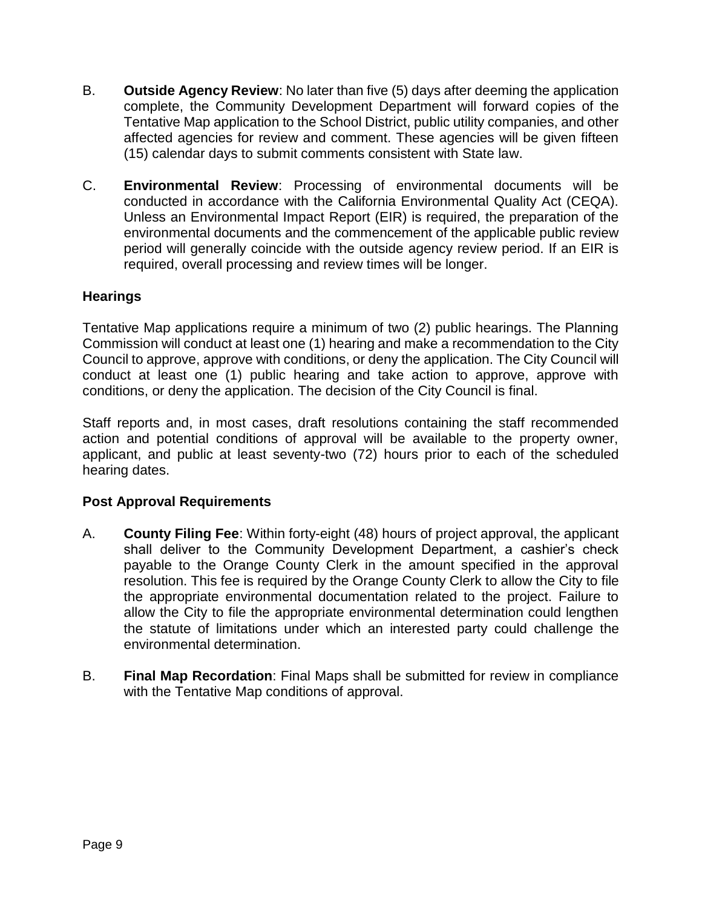B. **Outside Agency Review**: No later than five (5) days after deeming the application complete, the Community Development Department will forward copies of the Tentative Map application to the School District, public utility companies, and other affected agencies for review and comment. These agencies will be given fifteen (15) calendar days to submit comments consistent with State law.

C. **Environmental Review**: Processing of environmental documents will be conducted in accordance with the California Environmental Quality Act (CEQA). Unless an Environmental Impact Report (EIR) is required, the preparation of the environmental documents and the commencement of the applicable public review period will generally coincide with the outside agency review period. If an EIR is required, overall processing and review times will be longer.

## Hearings

Tentative Map applications require a minimum of two (2) public hearings. The Planning Commission will conduct at least one (1) hearing and make a recommendation to the City Council to approve, approve with conditions, or deny the application. The City Council will conduct at least one (1) public hearing and take action to approve, approve with conditions, or deny the application. The decision of the City Council is final.

Staff reports and, in most cases, draft resolutions containing the staff recommended action and potential conditions of approval will be available to the property owner, applicant, and public at least seventy-two (72) hours prior to each of the scheduled hearing dates.

## Post Approval Requirements

A. **County Filing Fee**: Within forty-eight (48) hours of project approval, the applicant shall deliver to the Community Development Department, a cashier's check payable to the Orange County Clerk in the amount specified in the approval resolution. This fee is required by the Orange County Clerk to allow the City to file the appropriate environmental documentation related to the project. Failure to allow the City to file the appropriate environmental determination could lengthen the statute of limitations under which an interested party could challenge the environmental determination.

B. **Final Map Recordation**: Final Maps shall be submitted for review in compliance with the Tentative Map conditions of approval.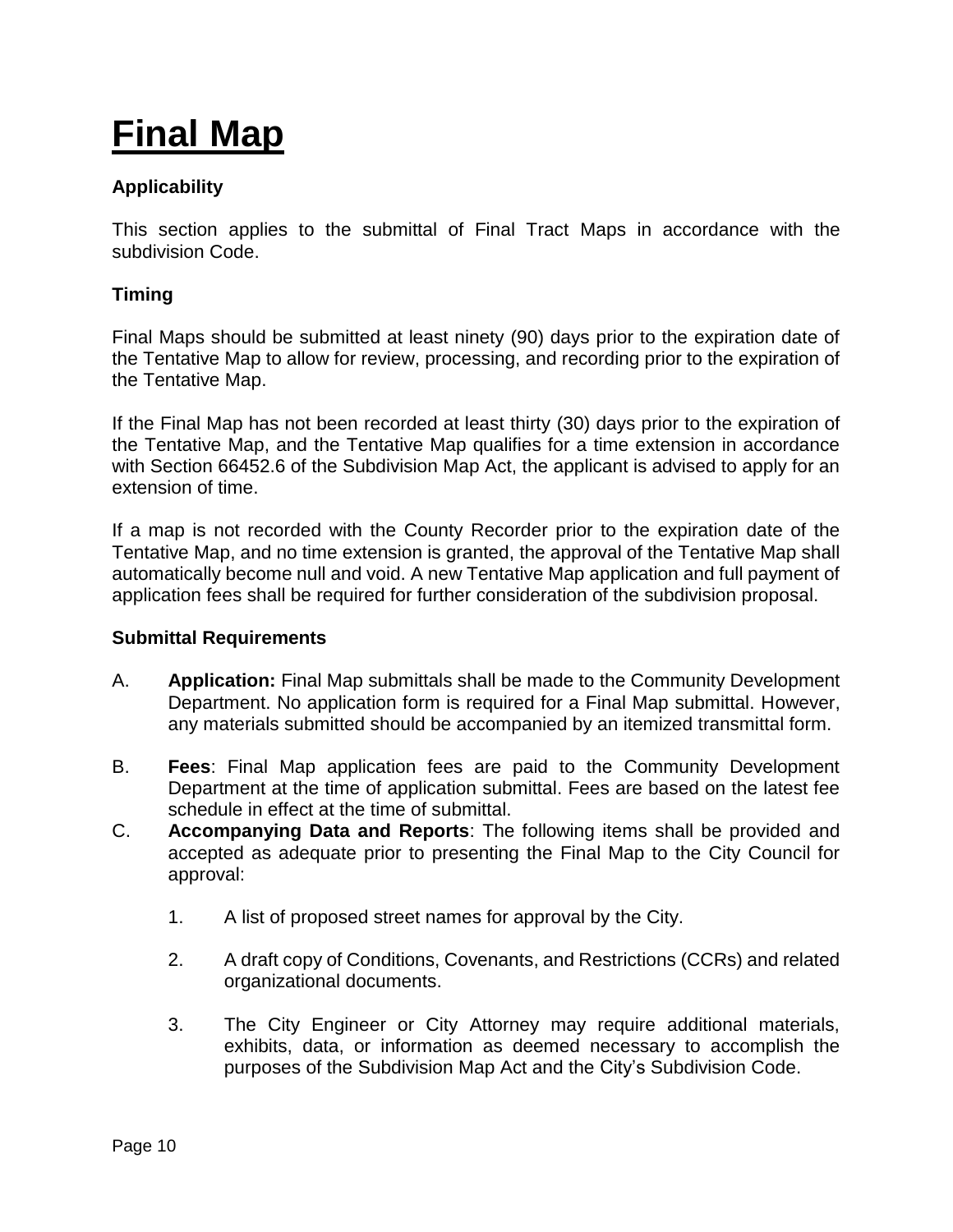# Final Map

### Applicability

This section applies to the submittal of Final Tract Maps in accordance with the subdivision Code.

### Timing

Final Maps should be submitted at least ninety (90) days prior to the expiration date of the Tentative Map to allow for review, processing, and recording prior to the expiration of the Tentative Map.

If the Final Map has not been recorded at least thirty (30) days prior to the expiration of the Tentative Map, and the Tentative Map qualifies for a time extension in accordance with Section 66452.6 of the Subdivision Map Act, the applicant is advised to apply for an extension of time.

If a map is not recorded with the County Recorder prior to the expiration date of the Tentative Map, and no time extension is granted, the approval of the Tentative Map shall automatically become null and void. A new Tentative Map application and full payment of application fees shall be required for further consideration of the subdivision proposal.

### Submittal Requirements

A. **Application:** Final Map submittals shall be made to the Community Development Department. No application form is required for a Final Map submittal. However, any materials submitted should be accompanied by an itemized transmittal form.

B. **Fees**: Final Map application fees are paid to the Community Development Department at the time of application submittal. Fees are based on the latest fee schedule in effect at the time of submittal.

C. **Accompanying Data and Reports**: The following items shall be provided and accepted as adequate prior to presenting the Final Map to the City Council for approval:

   1. A list of proposed street names for approval by the City.

   2. A draft copy of Conditions, Covenants, and Restrictions (CCRs) and related organizational documents.

   3. The City Engineer or City Attorney may require additional materials, exhibits, data, or information as deemed necessary to accomplish the purposes of the Subdivision Map Act and the City's Subdivision Code.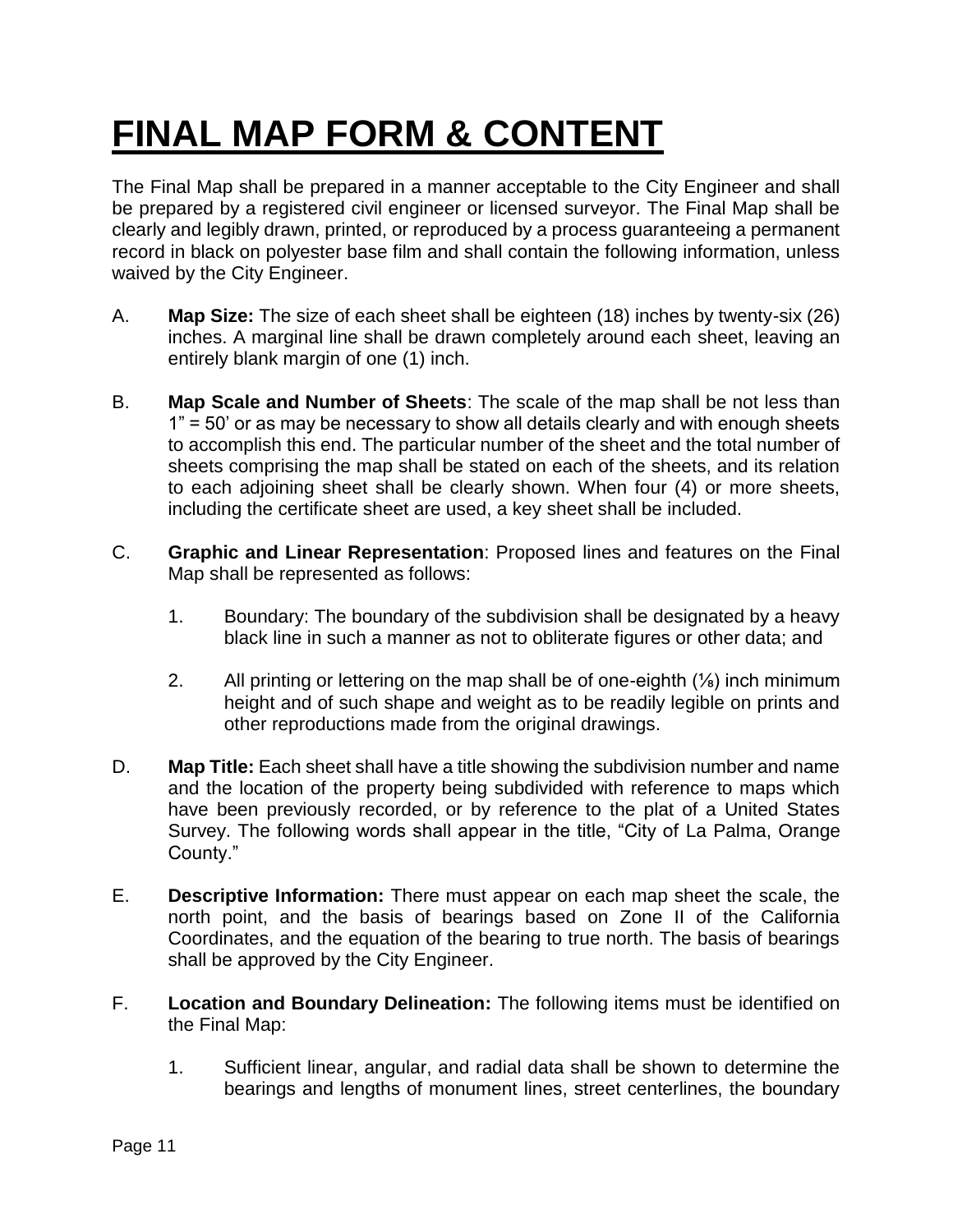# FINAL MAP FORM & CONTENT

The Final Map shall be prepared in a manner acceptable to the City Engineer and shall be prepared by a registered civil engineer or licensed surveyor. The Final Map shall be clearly and legibly drawn, printed, or reproduced by a process guaranteeing a permanent record in black on polyester base film and shall contain the following information, unless waived by the City Engineer.

A. **Map Size:** The size of each sheet shall be eighteen (18) inches by twenty-six (26) inches. A marginal line shall be drawn completely around each sheet, leaving an entirely blank margin of one (1) inch.

B. **Map Scale and Number of Sheets**: The scale of the map shall be not less than 1" = 50' or as may be necessary to show all details clearly and with enough sheets to accomplish this end. The particular number of the sheet and the total number of sheets comprising the map shall be stated on each of the sheets, and its relation to each adjoining sheet shall be clearly shown. When four (4) or more sheets, including the certificate sheet are used, a key sheet shall be included.

C. **Graphic and Linear Representation**: Proposed lines and features on the Final Map shall be represented as follows:

   1. Boundary: The boundary of the subdivision shall be designated by a heavy black line in such a manner as not to obliterate figures or other data; and

   2. All printing or lettering on the map shall be of one-eighth (⅛) inch minimum height and of such shape and weight as to be readily legible on prints and other reproductions made from the original drawings.

D. **Map Title:** Each sheet shall have a title showing the subdivision number and name and the location of the property being subdivided with reference to maps which have been previously recorded, or by reference to the plat of a United States Survey. The following words shall appear in the title, "City of La Palma, Orange County."

E. **Descriptive Information:** There must appear on each map sheet the scale, the north point, and the basis of bearings based on Zone II of the California Coordinates, and the equation of the bearing to true north. The basis of bearings shall be approved by the City Engineer.

F. **Location and Boundary Delineation:** The following items must be identified on the Final Map:

   1. Sufficient linear, angular, and radial data shall be shown to determine the bearings and lengths of monument lines, street centerlines, the boundary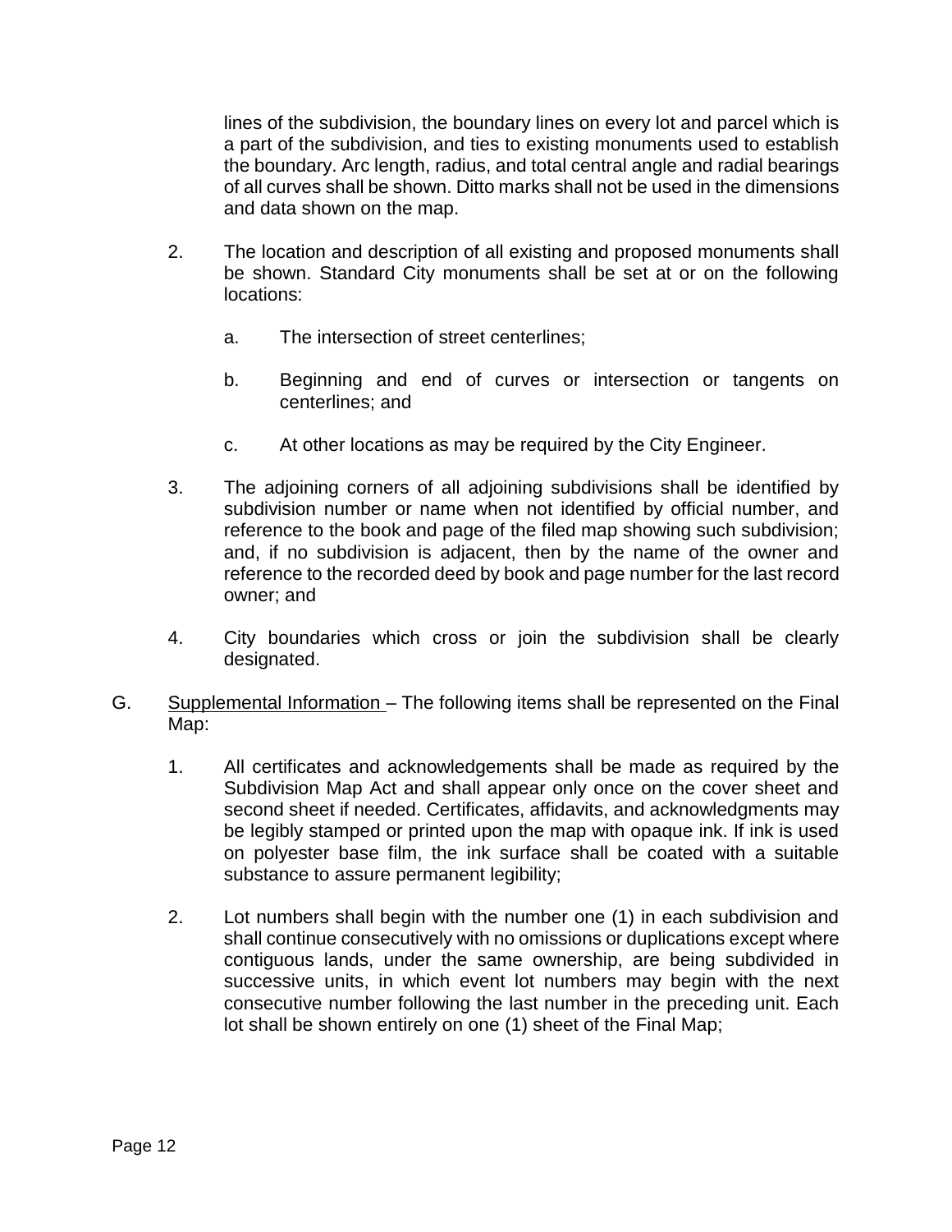lines of the subdivision, the boundary lines on every lot and parcel which is a part of the subdivision, and ties to existing monuments used to establish the boundary. Arc length, radius, and total central angle and radial bearings of all curves shall be shown. Ditto marks shall not be used in the dimensions and data shown on the map.

2. The location and description of all existing and proposed monuments shall be shown. Standard City monuments shall be set at or on the following locations:

   a. The intersection of street centerlines;

   b. Beginning and end of curves or intersection or tangents on centerlines; and

   c. At other locations as may be required by the City Engineer.

3. The adjoining corners of all adjoining subdivisions shall be identified by subdivision number or name when not identified by official number, and reference to the book and page of the filed map showing such subdivision; and, if no subdivision is adjacent, then by the name of the owner and reference to the recorded deed by book and page number for the last record owner; and

4. City boundaries which cross or join the subdivision shall be clearly designated.

G. Supplemental Information – The following items shall be represented on the Final Map:

1. All certificates and acknowledgements shall be made as required by the Subdivision Map Act and shall appear only once on the cover sheet and second sheet if needed. Certificates, affidavits, and acknowledgments may be legibly stamped or printed upon the map with opaque ink. If ink is used on polyester base film, the ink surface shall be coated with a suitable substance to assure permanent legibility;

2. Lot numbers shall begin with the number one (1) in each subdivision and shall continue consecutively with no omissions or duplications except where contiguous lands, under the same ownership, are being subdivided in successive units, in which event lot numbers may begin with the next consecutive number following the last number in the preceding unit. Each lot shall be shown entirely on one (1) sheet of the Final Map;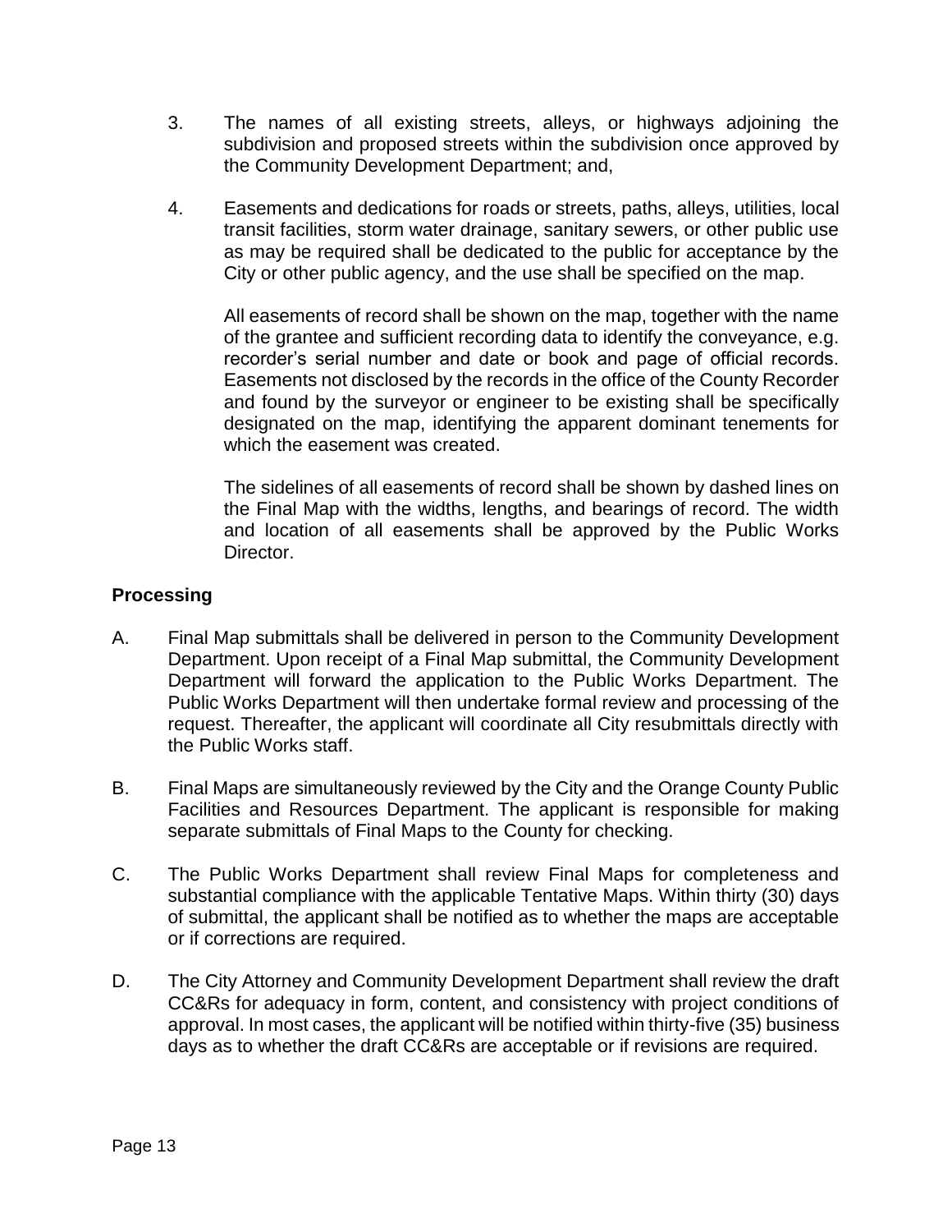3. The names of all existing streets, alleys, or highways adjoining the subdivision and proposed streets within the subdivision once approved by the Community Development Department; and,

4. Easements and dedications for roads or streets, paths, alleys, utilities, local transit facilities, storm water drainage, sanitary sewers, or other public use as may be required shall be dedicated to the public for acceptance by the City or other public agency, and the use shall be specified on the map.

   All easements of record shall be shown on the map, together with the name of the grantee and sufficient recording data to identify the conveyance, e.g. recorder's serial number and date or book and page of official records. Easements not disclosed by the records in the office of the County Recorder and found by the surveyor or engineer to be existing shall be specifically designated on the map, identifying the apparent dominant tenements for which the easement was created.

   The sidelines of all easements of record shall be shown by dashed lines on the Final Map with the widths, lengths, and bearings of record. The width and location of all easements shall be approved by the Public Works Director.

**Processing**

A. Final Map submittals shall be delivered in person to the Community Development Department. Upon receipt of a Final Map submittal, the Community Development Department will forward the application to the Public Works Department. The Public Works Department will then undertake formal review and processing of the request. Thereafter, the applicant will coordinate all City resubmittals directly with the Public Works staff.

B. Final Maps are simultaneously reviewed by the City and the Orange County Public Facilities and Resources Department. The applicant is responsible for making separate submittals of Final Maps to the County for checking.

C. The Public Works Department shall review Final Maps for completeness and substantial compliance with the applicable Tentative Maps. Within thirty (30) days of submittal, the applicant shall be notified as to whether the maps are acceptable or if corrections are required.

D. The City Attorney and Community Development Department shall review the draft CC&Rs for adequacy in form, content, and consistency with project conditions of approval. In most cases, the applicant will be notified within thirty-five (35) business days as to whether the draft CC&Rs are acceptable or if revisions are required.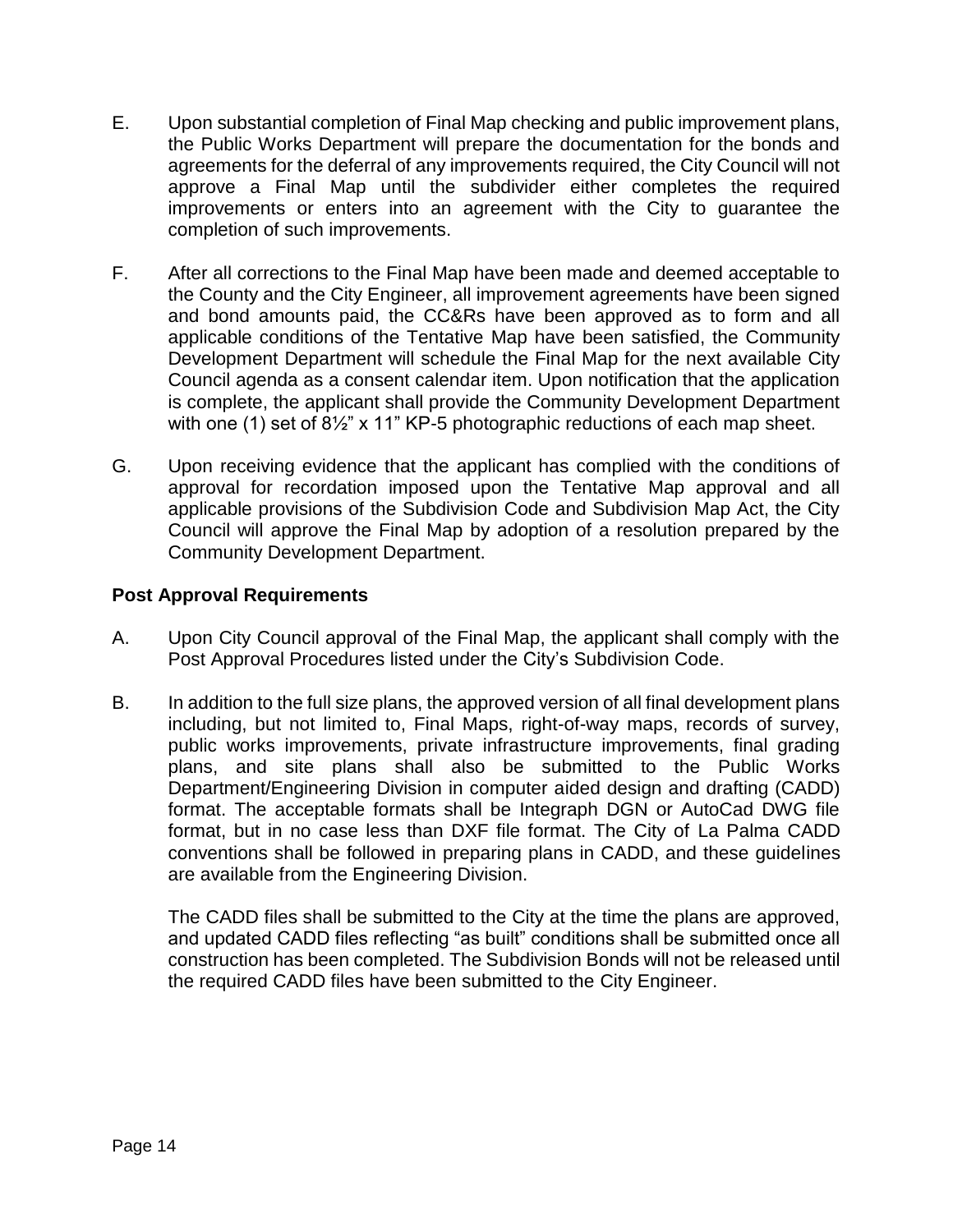E. Upon substantial completion of Final Map checking and public improvement plans, the Public Works Department will prepare the documentation for the bonds and agreements for the deferral of any improvements required, the City Council will not approve a Final Map until the subdivider either completes the required improvements or enters into an agreement with the City to guarantee the completion of such improvements.

F. After all corrections to the Final Map have been made and deemed acceptable to the County and the City Engineer, all improvement agreements have been signed and bond amounts paid, the CC&Rs have been approved as to form and all applicable conditions of the Tentative Map have been satisfied, the Community Development Department will schedule the Final Map for the next available City Council agenda as a consent calendar item. Upon notification that the application is complete, the applicant shall provide the Community Development Department with one (1) set of 8½" x 11" KP-5 photographic reductions of each map sheet.

G. Upon receiving evidence that the applicant has complied with the conditions of approval for recordation imposed upon the Tentative Map approval and all applicable provisions of the Subdivision Code and Subdivision Map Act, the City Council will approve the Final Map by adoption of a resolution prepared by the Community Development Department.

**Post Approval Requirements**

A. Upon City Council approval of the Final Map, the applicant shall comply with the Post Approval Procedures listed under the City's Subdivision Code.

B. In addition to the full size plans, the approved version of all final development plans including, but not limited to, Final Maps, right-of-way maps, records of survey, public works improvements, private infrastructure improvements, final grading plans, and site plans shall also be submitted to the Public Works Department/Engineering Division in computer aided design and drafting (CADD) format. The acceptable formats shall be Integraph DGN or AutoCad DWG file format, but in no case less than DXF file format. The City of La Palma CADD conventions shall be followed in preparing plans in CADD, and these guidelines are available from the Engineering Division.

   The CADD files shall be submitted to the City at the time the plans are approved, and updated CADD files reflecting "as built" conditions shall be submitted once all construction has been completed. The Subdivision Bonds will not be released until the required CADD files have been submitted to the City Engineer.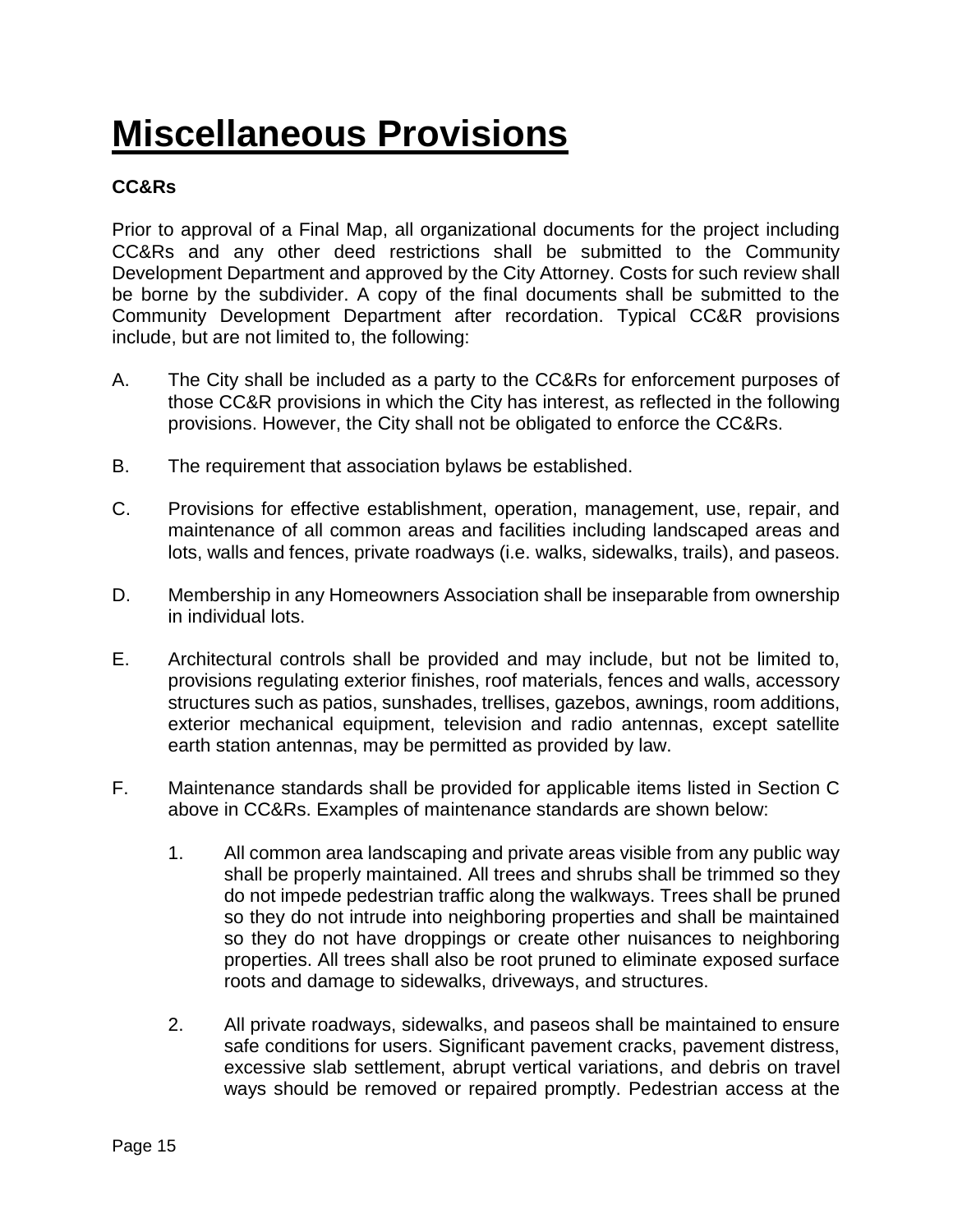# Miscellaneous Provisions

**CC&Rs**

Prior to approval of a Final Map, all organizational documents for the project including CC&Rs and any other deed restrictions shall be submitted to the Community Development Department and approved by the City Attorney. Costs for such review shall be borne by the subdivider. A copy of the final documents shall be submitted to the Community Development Department after recordation. Typical CC&R provisions include, but are not limited to, the following:

A. The City shall be included as a party to the CC&Rs for enforcement purposes of those CC&R provisions in which the City has interest, as reflected in the following provisions. However, the City shall not be obligated to enforce the CC&Rs.

B. The requirement that association bylaws be established.

C. Provisions for effective establishment, operation, management, use, repair, and maintenance of all common areas and facilities including landscaped areas and lots, walls and fences, private roadways (i.e. walks, sidewalks, trails), and paseos.

D. Membership in any Homeowners Association shall be inseparable from ownership in individual lots.

E. Architectural controls shall be provided and may include, but not be limited to, provisions regulating exterior finishes, roof materials, fences and walls, accessory structures such as patios, sunshades, trellises, gazebos, awnings, room additions, exterior mechanical equipment, television and radio antennas, except satellite earth station antennas, may be permitted as provided by law.

F. Maintenance standards shall be provided for applicable items listed in Section C above in CC&Rs. Examples of maintenance standards are shown below:

   1. All common area landscaping and private areas visible from any public way shall be properly maintained. All trees and shrubs shall be trimmed so they do not impede pedestrian traffic along the walkways. Trees shall be pruned so they do not intrude into neighboring properties and shall be maintained so they do not have droppings or create other nuisances to neighboring properties. All trees shall also be root pruned to eliminate exposed surface roots and damage to sidewalks, driveways, and structures.

   2. All private roadways, sidewalks, and paseos shall be maintained to ensure safe conditions for users. Significant pavement cracks, pavement distress, excessive slab settlement, abrupt vertical variations, and debris on travel ways should be removed or repaired promptly. Pedestrian access at the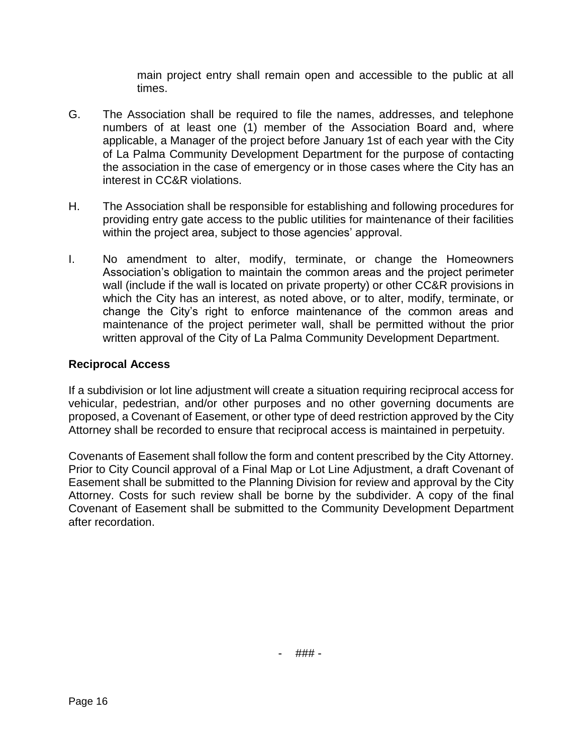main project entry shall remain open and accessible to the public at all times.

G. The Association shall be required to file the names, addresses, and telephone numbers of at least one (1) member of the Association Board and, where applicable, a Manager of the project before January 1st of each year with the City of La Palma Community Development Department for the purpose of contacting the association in the case of emergency or in those cases where the City has an interest in CC&R violations.

H. The Association shall be responsible for establishing and following procedures for providing entry gate access to the public utilities for maintenance of their facilities within the project area, subject to those agencies' approval.

I. No amendment to alter, modify, terminate, or change the Homeowners Association's obligation to maintain the common areas and the project perimeter wall (include if the wall is located on private property) or other CC&R provisions in which the City has an interest, as noted above, or to alter, modify, terminate, or change the City's right to enforce maintenance of the common areas and maintenance of the project perimeter wall, shall be permitted without the prior written approval of the City of La Palma Community Development Department.

**Reciprocal Access**

If a subdivision or lot line adjustment will create a situation requiring reciprocal access for vehicular, pedestrian, and/or other purposes and no other governing documents are proposed, a Covenant of Easement, or other type of deed restriction approved by the City Attorney shall be recorded to ensure that reciprocal access is maintained in perpetuity.

Covenants of Easement shall follow the form and content prescribed by the City Attorney. Prior to City Council approval of a Final Map or Lot Line Adjustment, a draft Covenant of Easement shall be submitted to the Planning Division for review and approval by the City Attorney. Costs for such review shall be borne by the subdivider. A copy of the final Covenant of Easement shall be submitted to the Community Development Department after recordation.

- ### -